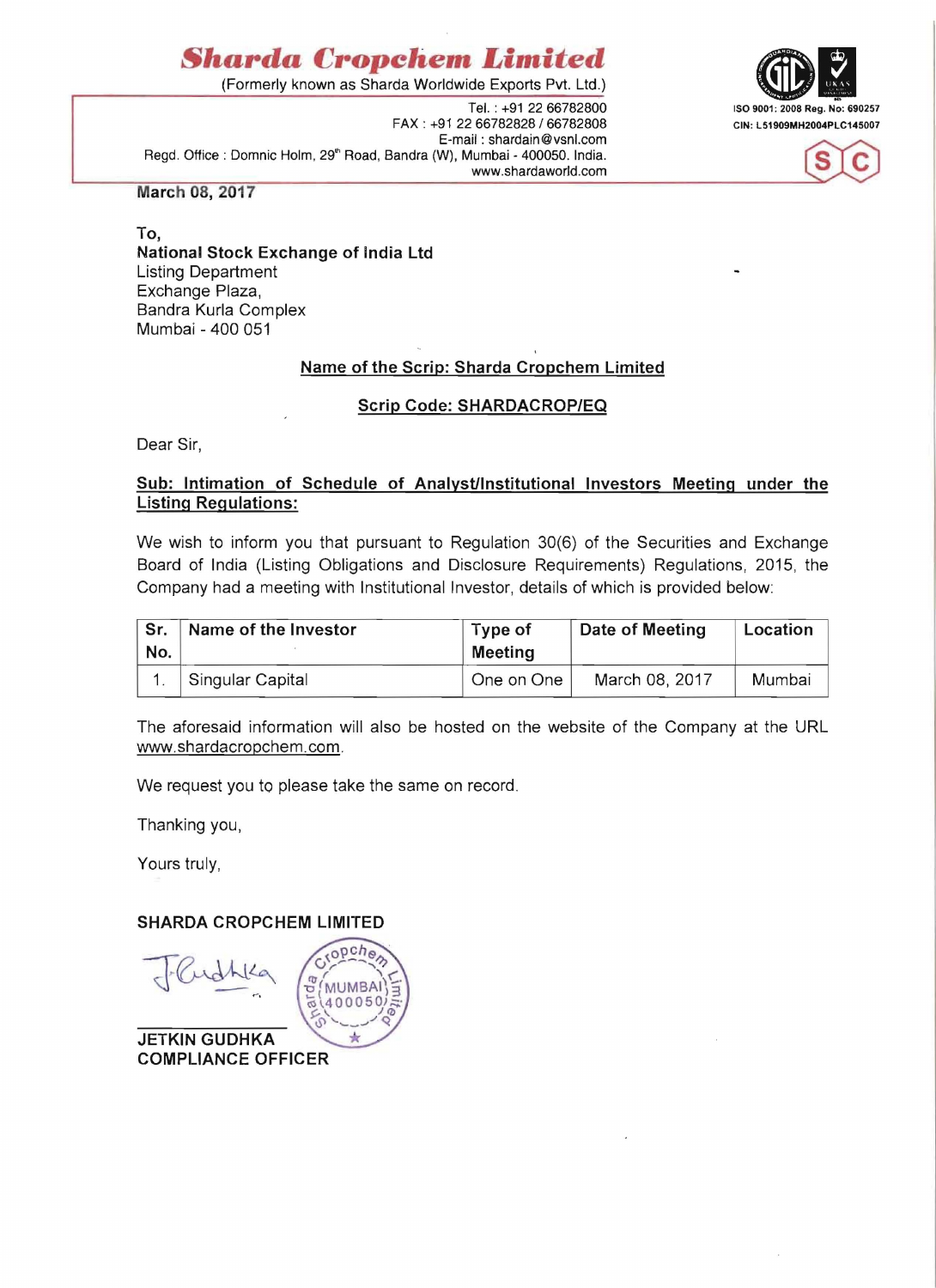# Sharda Cropchem Limited

(Formerly known as Sharda Worldwide Exports Pvt. Ltd.)

Tel. : +91 22 66782800
FAX : +91 22 66782828 / 66782808
E-mail : shardain@vsnl.com
Regd. Office : Domnic Holm, 29th Road, Bandra (W), Mumbai - 400050. India.
www.shardaworld.com

ISO 9001: 2008 Reg. No: 690257
CIN: L51909MH2004PLC145007

**March 08, 2017**

**To,**
**National Stock Exchange of India Ltd**
Listing Department
Exchange Plaza,
Bandra Kurla Complex
Mumbai - 400 051

**Name of the Scrip: Sharda Cropchem Limited**

**Scrip Code: SHARDACROP/EQ**

Dear Sir,

**Sub: Intimation of Schedule of Analyst/Institutional Investors Meeting under the Listing Regulations:**

We wish to inform you that pursuant to Regulation 30(6) of the Securities and Exchange Board of India (Listing Obligations and Disclosure Requirements) Regulations, 2015, the Company had a meeting with Institutional Investor, details of which is provided below:

| Sr. No. | Name of the Investor | Type of Meeting | Date of Meeting | Location |
|---|---|---|---|---|
| 1. | Singular Capital | One on One | March 08, 2017 | Mumbai |

The aforesaid information will also be hosted on the website of the Company at the URL www.shardacropchem.com.

We request you to please take the same on record.

Thanking you,

Yours truly,

**SHARDA CROPCHEM LIMITED**

**JETKIN GUDHKA**
**COMPLIANCE OFFICER**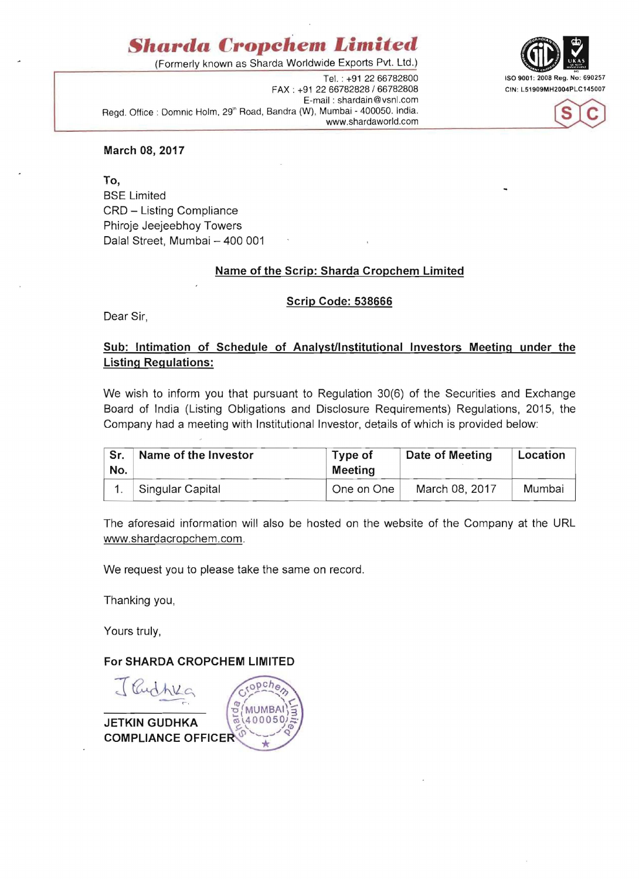# Sharda Cropchem Limited

(Formerly known as Sharda Worldwide Exports Pvt. Ltd.)

Tel. : +91 22 66782800
FAX : +91 22 66782828 / 66782808
E-mail : shardain@vsnl.com
Regd. Office : Domnic Holm, 29th Road, Bandra (W), Mumbai - 400050. India.
www.shardaworld.com

ISO 9001: 2008 Reg. No: 690257
CIN: L51909MH2004PLC145007

March 08, 2017

To,
BSE Limited
CRD – Listing Compliance
Phiroje Jeejeebhoy Towers
Dalal Street, Mumbai – 400 001

**Name of the Scrip: Sharda Cropchem Limited**

**Scrip Code: 538666**

Dear Sir,

**Sub: Intimation of Schedule of Analyst/Institutional Investors Meeting under the Listing Regulations:**

We wish to inform you that pursuant to Regulation 30(6) of the Securities and Exchange Board of India (Listing Obligations and Disclosure Requirements) Regulations, 2015, the Company had a meeting with Institutional Investor, details of which is provided below:

| Sr. No. | Name of the Investor | Type of Meeting | Date of Meeting | Location |
|---|---|---|---|---|
| 1. | Singular Capital | One on One | March 08, 2017 | Mumbai |

The aforesaid information will also be hosted on the website of the Company at the URL www.shardacropchem.com.

We request you to please take the same on record.

Thanking you,

Yours truly,

**For SHARDA CROPCHEM LIMITED**

**JETKIN GUDHKA**
**COMPLIANCE OFFICER**